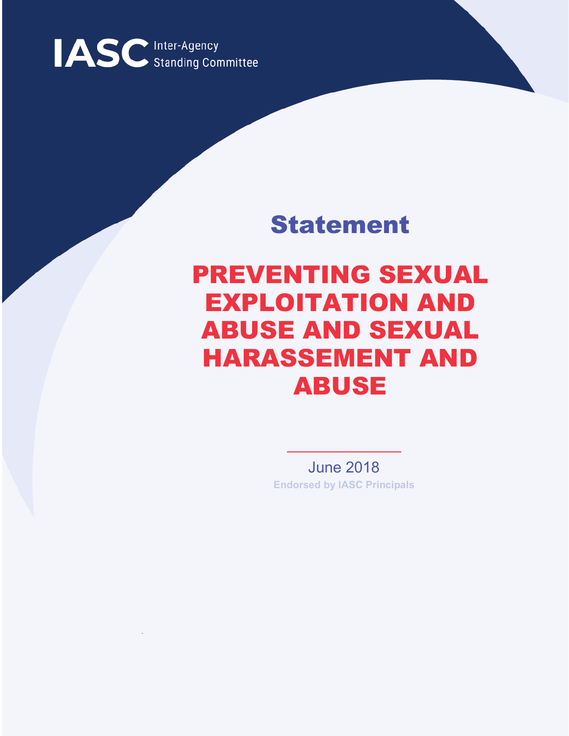IASC Inter-Agency Standing Committee

# Statement

# PREVENTING SEXUAL EXPLOITATION AND ABUSE AND SEXUAL HARASSEMENT AND ABUSE

June 2018

Endorsed by IASC Principals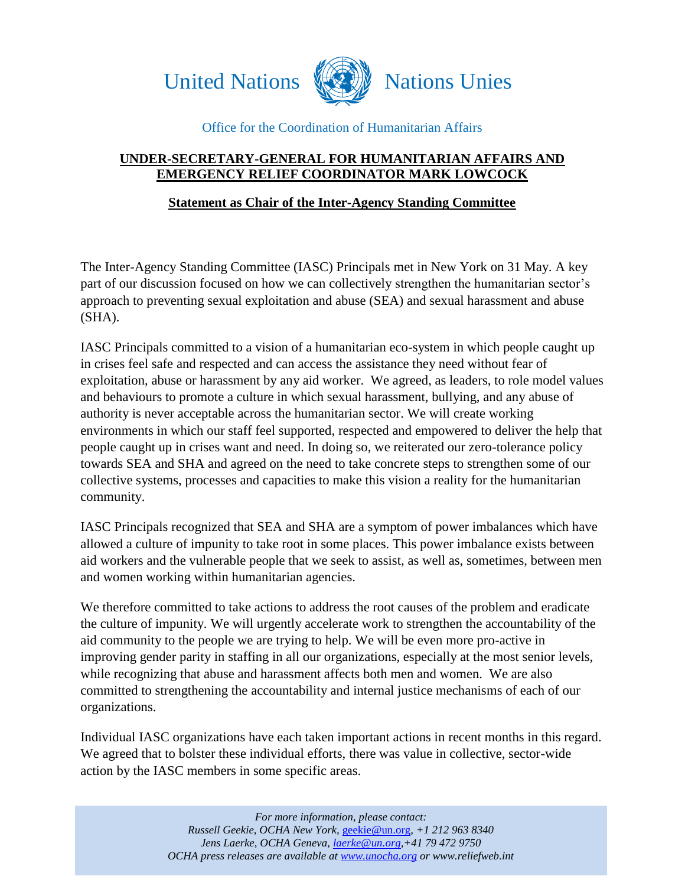United Nations Nations Unies

Office for the Coordination of Humanitarian Affairs

**UNDER-SECRETARY-GENERAL FOR HUMANITARIAN AFFAIRS AND EMERGENCY RELIEF COORDINATOR MARK LOWCOCK**

**Statement as Chair of the Inter-Agency Standing Committee**

The Inter-Agency Standing Committee (IASC) Principals met in New York on 31 May. A key part of our discussion focused on how we can collectively strengthen the humanitarian sector's approach to preventing sexual exploitation and abuse (SEA) and sexual harassment and abuse (SHA).

IASC Principals committed to a vision of a humanitarian eco-system in which people caught up in crises feel safe and respected and can access the assistance they need without fear of exploitation, abuse or harassment by any aid worker. We agreed, as leaders, to role model values and behaviours to promote a culture in which sexual harassment, bullying, and any abuse of authority is never acceptable across the humanitarian sector. We will create working environments in which our staff feel supported, respected and empowered to deliver the help that people caught up in crises want and need. In doing so, we reiterated our zero-tolerance policy towards SEA and SHA and agreed on the need to take concrete steps to strengthen some of our collective systems, processes and capacities to make this vision a reality for the humanitarian community.

IASC Principals recognized that SEA and SHA are a symptom of power imbalances which have allowed a culture of impunity to take root in some places. This power imbalance exists between aid workers and the vulnerable people that we seek to assist, as well as, sometimes, between men and women working within humanitarian agencies.

We therefore committed to take actions to address the root causes of the problem and eradicate the culture of impunity. We will urgently accelerate work to strengthen the accountability of the aid community to the people we are trying to help. We will be even more pro-active in improving gender parity in staffing in all our organizations, especially at the most senior levels, while recognizing that abuse and harassment affects both men and women. We are also committed to strengthening the accountability and internal justice mechanisms of each of our organizations.

Individual IASC organizations have each taken important actions in recent months in this regard. We agreed that to bolster these individual efforts, there was value in collective, sector-wide action by the IASC members in some specific areas.

*For more information, please contact:*
*Russell Geekie, OCHA New York, geekie@un.org, +1 212 963 8340*
*Jens Laerke, OCHA Geneva, laerke@un.org, +41 79 472 9750*
*OCHA press releases are available at www.unocha.org or www.reliefweb.int*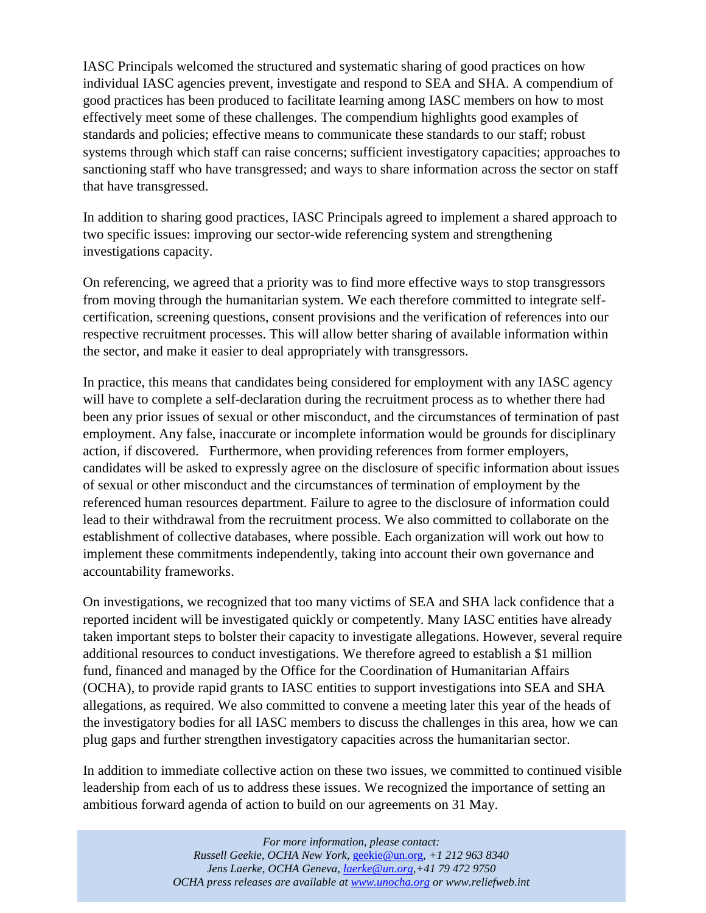IASC Principals welcomed the structured and systematic sharing of good practices on how individual IASC agencies prevent, investigate and respond to SEA and SHA. A compendium of good practices has been produced to facilitate learning among IASC members on how to most effectively meet some of these challenges. The compendium highlights good examples of standards and policies; effective means to communicate these standards to our staff; robust systems through which staff can raise concerns; sufficient investigatory capacities; approaches to sanctioning staff who have transgressed; and ways to share information across the sector on staff that have transgressed.

In addition to sharing good practices, IASC Principals agreed to implement a shared approach to two specific issues: improving our sector-wide referencing system and strengthening investigations capacity.

On referencing, we agreed that a priority was to find more effective ways to stop transgressors from moving through the humanitarian system. We each therefore committed to integrate self-certification, screening questions, consent provisions and the verification of references into our respective recruitment processes. This will allow better sharing of available information within the sector, and make it easier to deal appropriately with transgressors.

In practice, this means that candidates being considered for employment with any IASC agency will have to complete a self-declaration during the recruitment process as to whether there had been any prior issues of sexual or other misconduct, and the circumstances of termination of past employment. Any false, inaccurate or incomplete information would be grounds for disciplinary action, if discovered. Furthermore, when providing references from former employers, candidates will be asked to expressly agree on the disclosure of specific information about issues of sexual or other misconduct and the circumstances of termination of employment by the referenced human resources department. Failure to agree to the disclosure of information could lead to their withdrawal from the recruitment process. We also committed to collaborate on the establishment of collective databases, where possible. Each organization will work out how to implement these commitments independently, taking into account their own governance and accountability frameworks.

On investigations, we recognized that too many victims of SEA and SHA lack confidence that a reported incident will be investigated quickly or competently. Many IASC entities have already taken important steps to bolster their capacity to investigate allegations. However, several require additional resources to conduct investigations. We therefore agreed to establish a $1 million fund, financed and managed by the Office for the Coordination of Humanitarian Affairs (OCHA), to provide rapid grants to IASC entities to support investigations into SEA and SHA allegations, as required. We also committed to convene a meeting later this year of the heads of the investigatory bodies for all IASC members to discuss the challenges in this area, how we can plug gaps and further strengthen investigatory capacities across the humanitarian sector.

In addition to immediate collective action on these two issues, we committed to continued visible leadership from each of us to address these issues. We recognized the importance of setting an ambitious forward agenda of action to build on our agreements on 31 May.

*For more information, please contact:*
*Russell Geekie, OCHA New York,* geekie@un.org, *+1 212 963 8340*
*Jens Laerke, OCHA Geneva,* laerke@un.org, *+41 79 472 9750*
*OCHA press releases are available at* www.unocha.org *or www.reliefweb.int*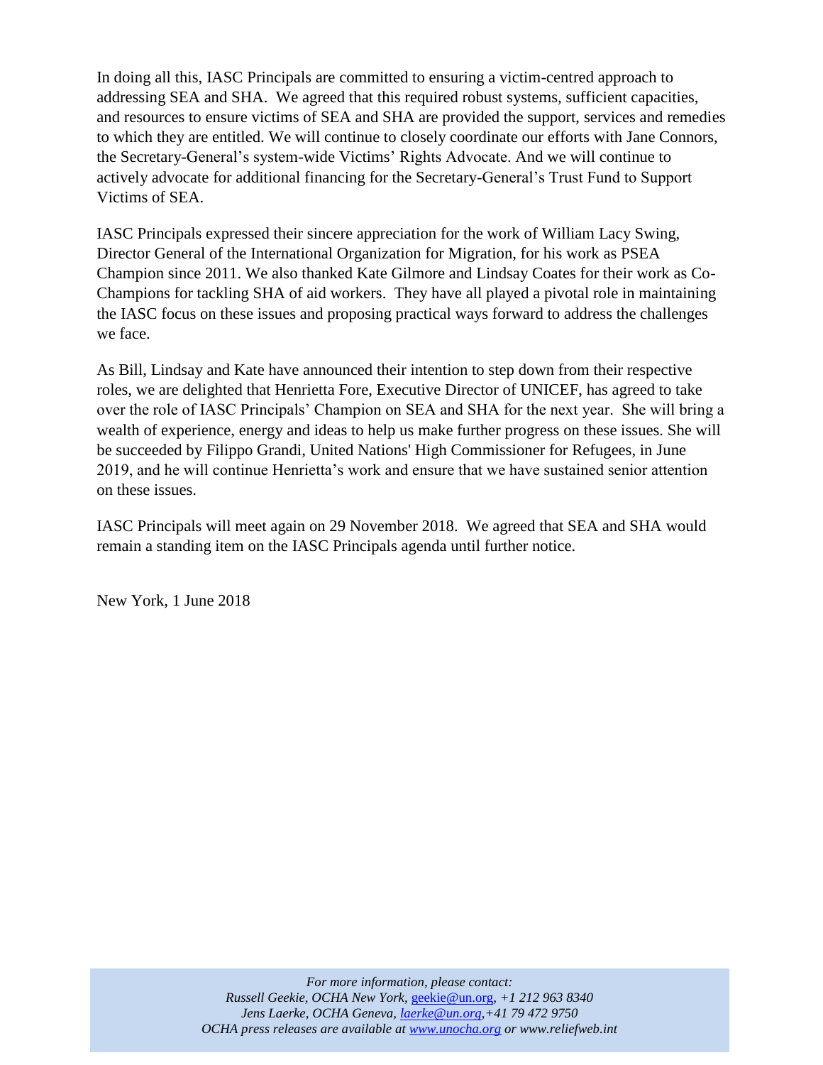In doing all this, IASC Principals are committed to ensuring a victim-centred approach to addressing SEA and SHA. We agreed that this required robust systems, sufficient capacities, and resources to ensure victims of SEA and SHA are provided the support, services and remedies to which they are entitled. We will continue to closely coordinate our efforts with Jane Connors, the Secretary-General's system-wide Victims' Rights Advocate. And we will continue to actively advocate for additional financing for the Secretary-General's Trust Fund to Support Victims of SEA.

IASC Principals expressed their sincere appreciation for the work of William Lacy Swing, Director General of the International Organization for Migration, for his work as PSEA Champion since 2011. We also thanked Kate Gilmore and Lindsay Coates for their work as Co-Champions for tackling SHA of aid workers. They have all played a pivotal role in maintaining the IASC focus on these issues and proposing practical ways forward to address the challenges we face.

As Bill, Lindsay and Kate have announced their intention to step down from their respective roles, we are delighted that Henrietta Fore, Executive Director of UNICEF, has agreed to take over the role of IASC Principals' Champion on SEA and SHA for the next year. She will bring a wealth of experience, energy and ideas to help us make further progress on these issues. She will be succeeded by Filippo Grandi, United Nations' High Commissioner for Refugees, in June 2019, and he will continue Henrietta's work and ensure that we have sustained senior attention on these issues.

IASC Principals will meet again on 29 November 2018. We agreed that SEA and SHA would remain a standing item on the IASC Principals agenda until further notice.

New York, 1 June 2018

*For more information, please contact:*
*Russell Geekie, OCHA New York,* geekie@un.org, *+1 212 963 8340*
*Jens Laerke, OCHA Geneva, laerke@un.org,+41 79 472 9750*
*OCHA press releases are available at www.unocha.org or www.reliefweb.int*